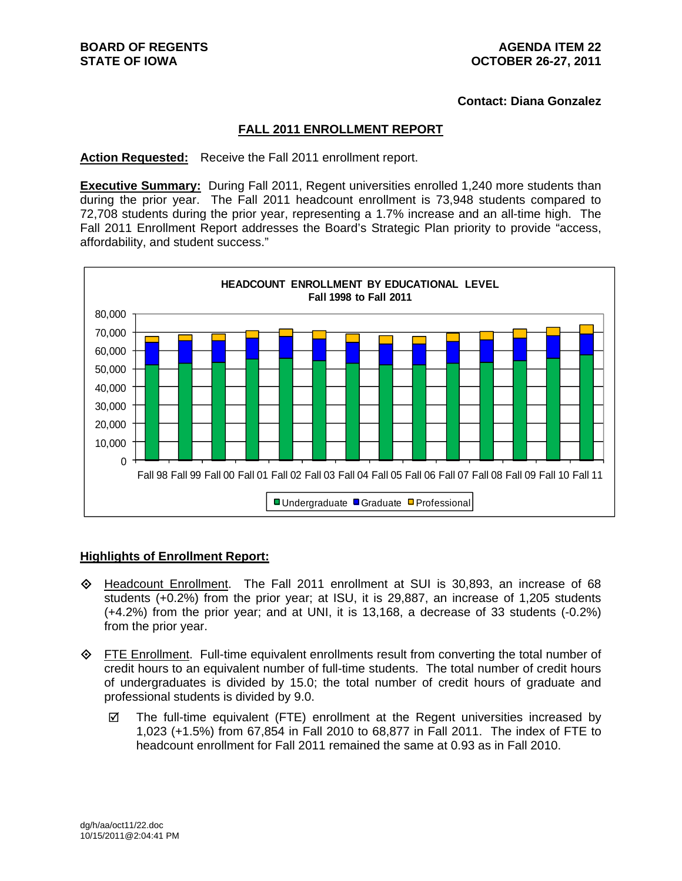**BOARD OF REGENTS**
**STATE OF IOWA**

**AGENDA ITEM 22**
**OCTOBER 26-27, 2011**

**Contact: Diana Gonzalez**

## FALL 2011 ENROLLMENT REPORT

**Action Requested:** Receive the Fall 2011 enrollment report.

**Executive Summary:** During Fall 2011, Regent universities enrolled 1,240 more students than during the prior year. The Fall 2011 headcount enrollment is 73,948 students compared to 72,708 students during the prior year, representing a 1.7% increase and an all-time high. The Fall 2011 Enrollment Report addresses the Board's Strategic Plan priority to provide "access, affordability, and student success."

**HEADCOUNT ENROLLMENT BY EDUCATIONAL LEVEL**
**Fall 1998 to Fall 2011**

Legend: Undergraduate, Graduate, Professional

Fall 98, Fall 99, Fall 00, Fall 01, Fall 02, Fall 03, Fall 04, Fall 05, Fall 06, Fall 07, Fall 08, Fall 09, Fall 10, Fall 11

### Highlights of Enrollment Report:

- Headcount Enrollment. The Fall 2011 enrollment at SUI is 30,893, an increase of 68 students (+0.2%) from the prior year; at ISU, it is 29,887, an increase of 1,205 students (+4.2%) from the prior year; and at UNI, it is 13,168, a decrease of 33 students (-0.2%) from the prior year.

- FTE Enrollment. Full-time equivalent enrollments result from converting the total number of credit hours to an equivalent number of full-time students. The total number of credit hours of undergraduates is divided by 15.0; the total number of credit hours of graduate and professional students is divided by 9.0.

  - ☑ The full-time equivalent (FTE) enrollment at the Regent universities increased by 1,023 (+1.5%) from 67,854 in Fall 2010 to 68,877 in Fall 2011. The index of FTE to headcount enrollment for Fall 2011 remained the same at 0.93 as in Fall 2010.

dg/h/aa/oct11/22.doc
10/15/2011@2:04:41 PM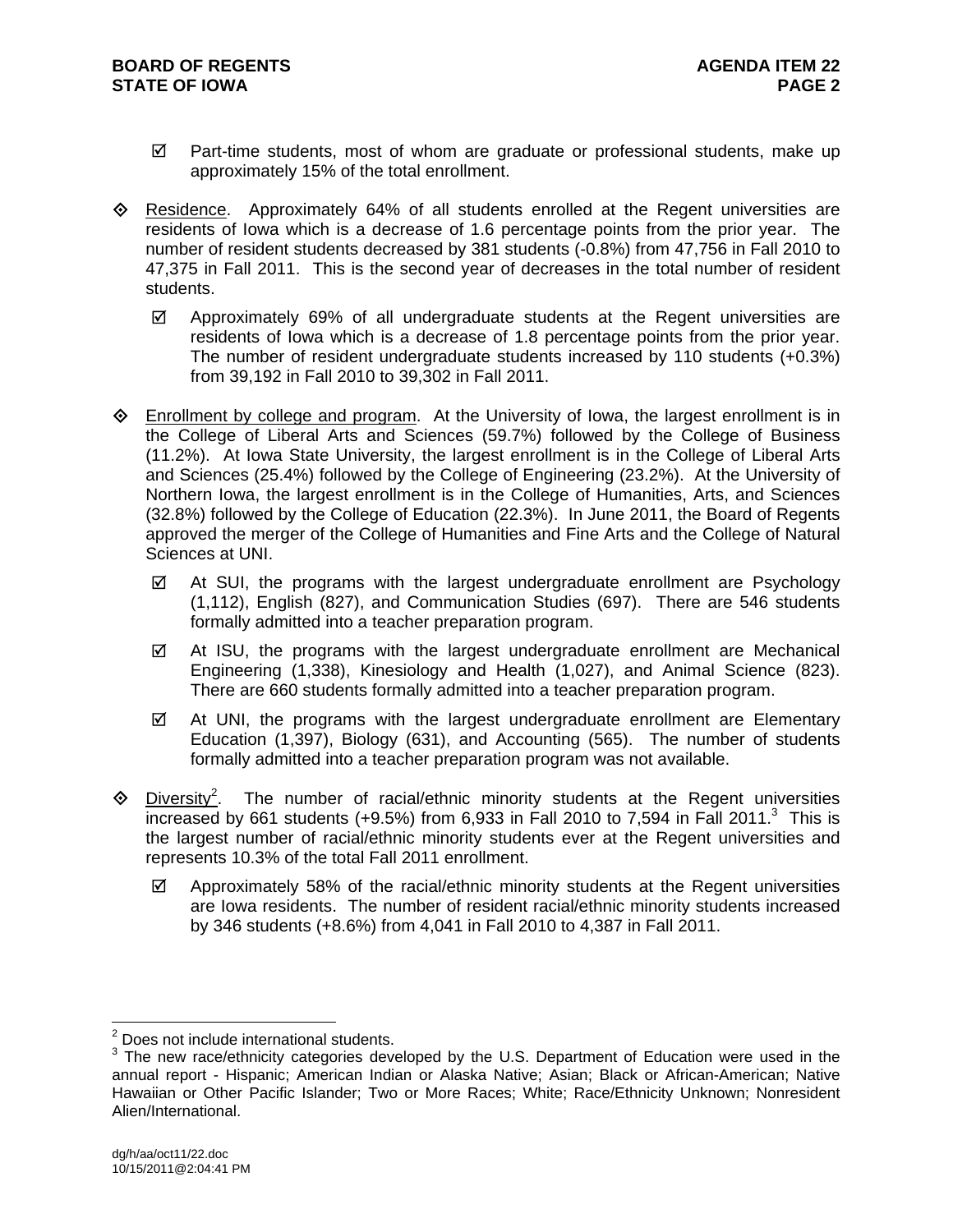- ☑ Part-time students, most of whom are graduate or professional students, make up approximately 15% of the total enrollment.

- ◈ Residence. Approximately 64% of all students enrolled at the Regent universities are residents of Iowa which is a decrease of 1.6 percentage points from the prior year. The number of resident students decreased by 381 students (-0.8%) from 47,756 in Fall 2010 to 47,375 in Fall 2011. This is the second year of decreases in the total number of resident students.

  - ☑ Approximately 69% of all undergraduate students at the Regent universities are residents of Iowa which is a decrease of 1.8 percentage points from the prior year. The number of resident undergraduate students increased by 110 students (+0.3%) from 39,192 in Fall 2010 to 39,302 in Fall 2011.

- ◈ Enrollment by college and program. At the University of Iowa, the largest enrollment is in the College of Liberal Arts and Sciences (59.7%) followed by the College of Business (11.2%). At Iowa State University, the largest enrollment is in the College of Liberal Arts and Sciences (25.4%) followed by the College of Engineering (23.2%). At the University of Northern Iowa, the largest enrollment is in the College of Humanities, Arts, and Sciences (32.8%) followed by the College of Education (22.3%). In June 2011, the Board of Regents approved the merger of the College of Humanities and Fine Arts and the College of Natural Sciences at UNI.

  - ☑ At SUI, the programs with the largest undergraduate enrollment are Psychology (1,112), English (827), and Communication Studies (697). There are 546 students formally admitted into a teacher preparation program.

  - ☑ At ISU, the programs with the largest undergraduate enrollment are Mechanical Engineering (1,338), Kinesiology and Health (1,027), and Animal Science (823). There are 660 students formally admitted into a teacher preparation program.

  - ☑ At UNI, the programs with the largest undergraduate enrollment are Elementary Education (1,397), Biology (631), and Accounting (565). The number of students formally admitted into a teacher preparation program was not available.

- ◈ Diversity[2]. The number of racial/ethnic minority students at the Regent universities increased by 661 students (+9.5%) from 6,933 in Fall 2010 to 7,594 in Fall 2011.[3] This is the largest number of racial/ethnic minority students ever at the Regent universities and represents 10.3% of the total Fall 2011 enrollment.

  - ☑ Approximately 58% of the racial/ethnic minority students at the Regent universities are Iowa residents. The number of resident racial/ethnic minority students increased by 346 students (+8.6%) from 4,041 in Fall 2010 to 4,387 in Fall 2011.

---

[2] Does not include international students.

[3] The new race/ethnicity categories developed by the U.S. Department of Education were used in the annual report - Hispanic; American Indian or Alaska Native; Asian; Black or African-American; Native Hawaiian or Other Pacific Islander; Two or More Races; White; Race/Ethnicity Unknown; Nonresident Alien/International.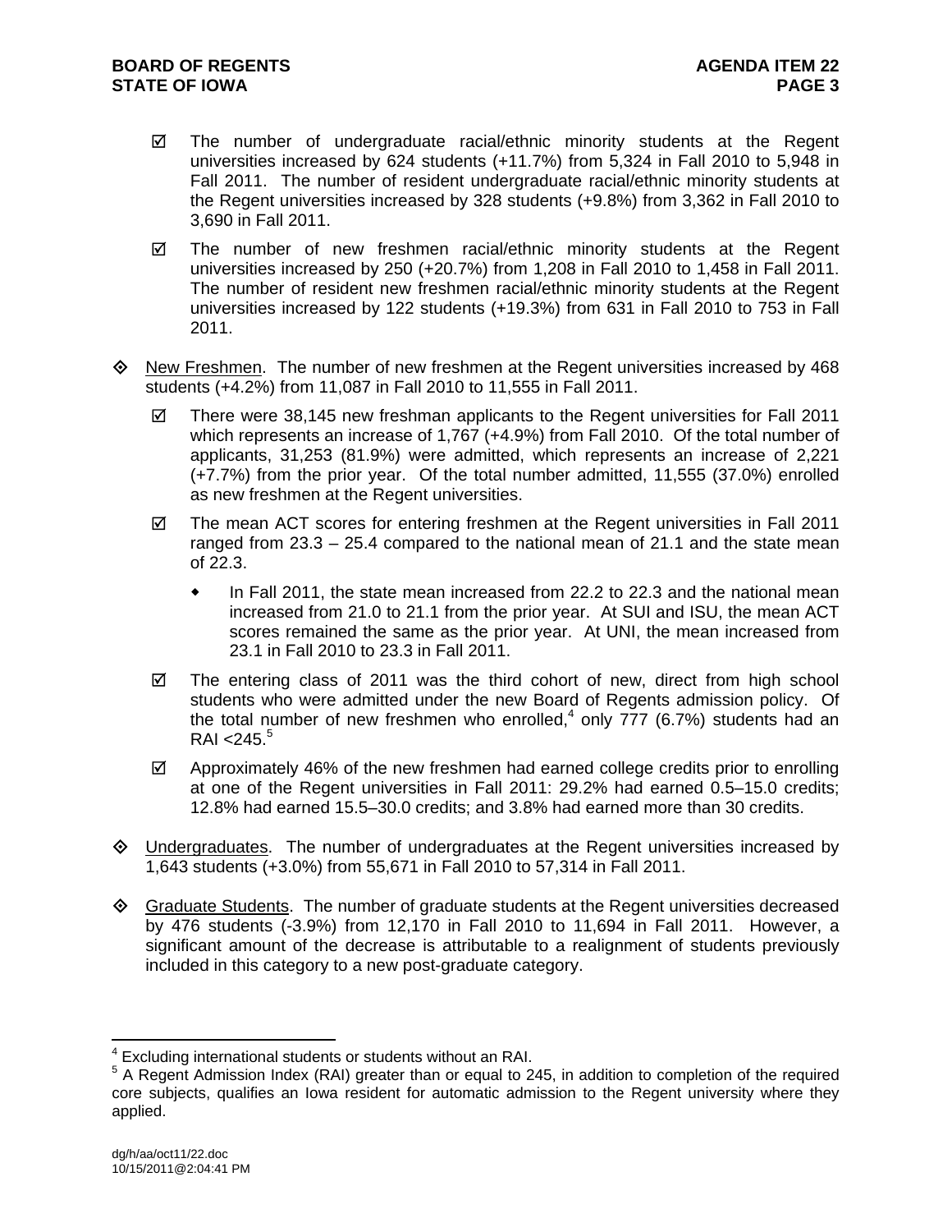- ☑ The number of undergraduate racial/ethnic minority students at the Regent universities increased by 624 students (+11.7%) from 5,324 in Fall 2010 to 5,948 in Fall 2011. The number of resident undergraduate racial/ethnic minority students at the Regent universities increased by 328 students (+9.8%) from 3,362 in Fall 2010 to 3,690 in Fall 2011.
- ☑ The number of new freshmen racial/ethnic minority students at the Regent universities increased by 250 (+20.7%) from 1,208 in Fall 2010 to 1,458 in Fall 2011. The number of resident new freshmen racial/ethnic minority students at the Regent universities increased by 122 students (+19.3%) from 631 in Fall 2010 to 753 in Fall 2011.

◈ New Freshmen. The number of new freshmen at the Regent universities increased by 468 students (+4.2%) from 11,087 in Fall 2010 to 11,555 in Fall 2011.

- ☑ There were 38,145 new freshman applicants to the Regent universities for Fall 2011 which represents an increase of 1,767 (+4.9%) from Fall 2010. Of the total number of applicants, 31,253 (81.9%) were admitted, which represents an increase of 2,221 (+7.7%) from the prior year. Of the total number admitted, 11,555 (37.0%) enrolled as new freshmen at the Regent universities.
- ☑ The mean ACT scores for entering freshmen at the Regent universities in Fall 2011 ranged from 23.3 – 25.4 compared to the national mean of 21.1 and the state mean of 22.3.
  - In Fall 2011, the state mean increased from 22.2 to 22.3 and the national mean increased from 21.0 to 21.1 from the prior year. At SUI and ISU, the mean ACT scores remained the same as the prior year. At UNI, the mean increased from 23.1 in Fall 2010 to 23.3 in Fall 2011.
- ☑ The entering class of 2011 was the third cohort of new, direct from high school students who were admitted under the new Board of Regents admission policy. Of the total number of new freshmen who enrolled,[4] only 777 (6.7%) students had an RAI <245.[5]
- ☑ Approximately 46% of the new freshmen had earned college credits prior to enrolling at one of the Regent universities in Fall 2011: 29.2% had earned 0.5–15.0 credits; 12.8% had earned 15.5–30.0 credits; and 3.8% had earned more than 30 credits.

◈ Undergraduates. The number of undergraduates at the Regent universities increased by 1,643 students (+3.0%) from 55,671 in Fall 2010 to 57,314 in Fall 2011.

◈ Graduate Students. The number of graduate students at the Regent universities decreased by 476 students (-3.9%) from 12,170 in Fall 2010 to 11,694 in Fall 2011. However, a significant amount of the decrease is attributable to a realignment of students previously included in this category to a new post-graduate category.

---

[4] Excluding international students or students without an RAI.

[5] A Regent Admission Index (RAI) greater than or equal to 245, in addition to completion of the required core subjects, qualifies an Iowa resident for automatic admission to the Regent university where they applied.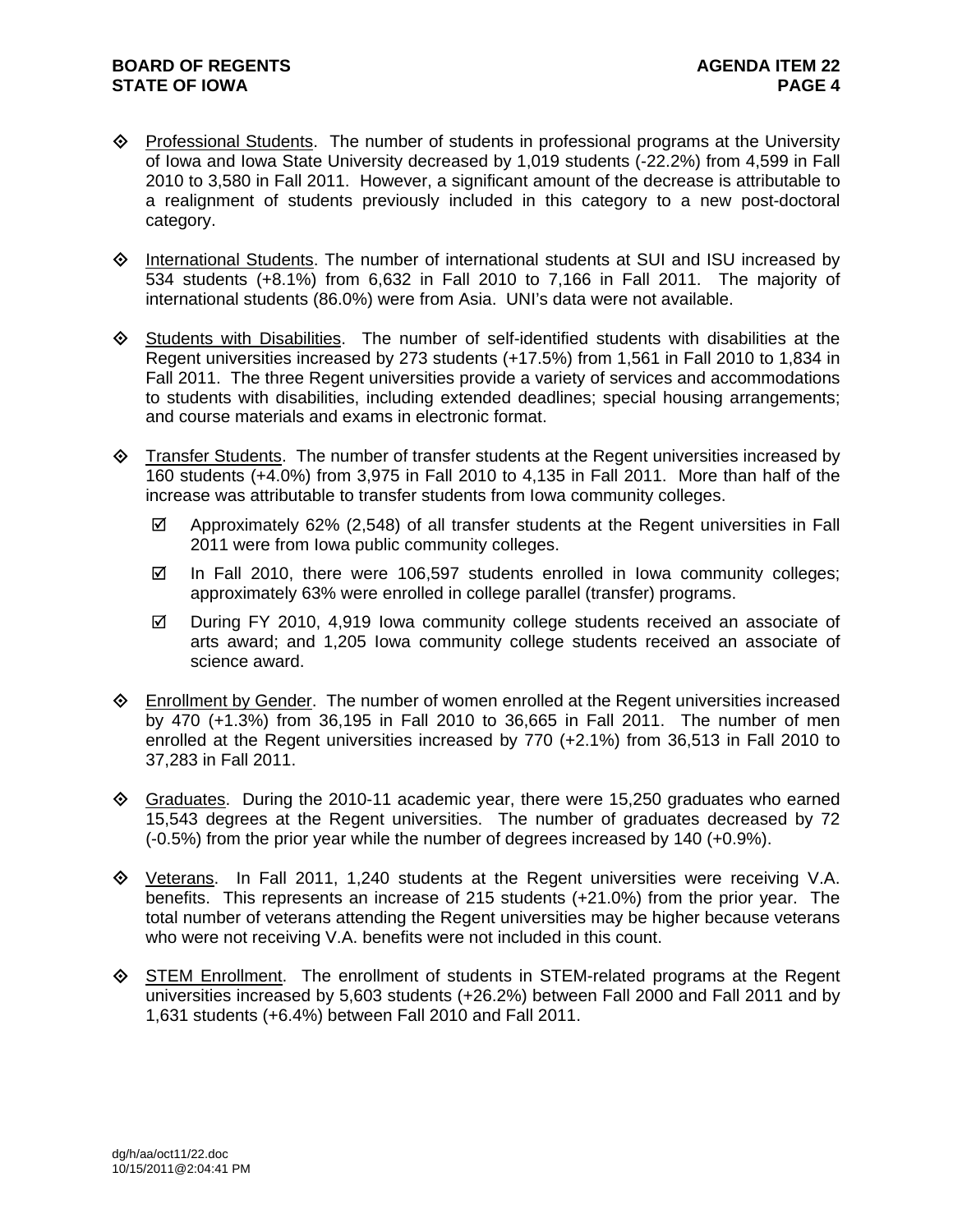- Professional Students. The number of students in professional programs at the University of Iowa and Iowa State University decreased by 1,019 students (-22.2%) from 4,599 in Fall 2010 to 3,580 in Fall 2011. However, a significant amount of the decrease is attributable to a realignment of students previously included in this category to a new post-doctoral category.

- International Students. The number of international students at SUI and ISU increased by 534 students (+8.1%) from 6,632 in Fall 2010 to 7,166 in Fall 2011. The majority of international students (86.0%) were from Asia. UNI's data were not available.

- Students with Disabilities. The number of self-identified students with disabilities at the Regent universities increased by 273 students (+17.5%) from 1,561 in Fall 2010 to 1,834 in Fall 2011. The three Regent universities provide a variety of services and accommodations to students with disabilities, including extended deadlines; special housing arrangements; and course materials and exams in electronic format.

- Transfer Students. The number of transfer students at the Regent universities increased by 160 students (+4.0%) from 3,975 in Fall 2010 to 4,135 in Fall 2011. More than half of the increase was attributable to transfer students from Iowa community colleges.
  - ☑ Approximately 62% (2,548) of all transfer students at the Regent universities in Fall 2011 were from Iowa public community colleges.
  - ☑ In Fall 2010, there were 106,597 students enrolled in Iowa community colleges; approximately 63% were enrolled in college parallel (transfer) programs.
  - ☑ During FY 2010, 4,919 Iowa community college students received an associate of arts award; and 1,205 Iowa community college students received an associate of science award.

- Enrollment by Gender. The number of women enrolled at the Regent universities increased by 470 (+1.3%) from 36,195 in Fall 2010 to 36,665 in Fall 2011. The number of men enrolled at the Regent universities increased by 770 (+2.1%) from 36,513 in Fall 2010 to 37,283 in Fall 2011.

- Graduates. During the 2010-11 academic year, there were 15,250 graduates who earned 15,543 degrees at the Regent universities. The number of graduates decreased by 72 (-0.5%) from the prior year while the number of degrees increased by 140 (+0.9%).

- Veterans. In Fall 2011, 1,240 students at the Regent universities were receiving V.A. benefits. This represents an increase of 215 students (+21.0%) from the prior year. The total number of veterans attending the Regent universities may be higher because veterans who were not receiving V.A. benefits were not included in this count.

- STEM Enrollment. The enrollment of students in STEM-related programs at the Regent universities increased by 5,603 students (+26.2%) between Fall 2000 and Fall 2011 and by 1,631 students (+6.4%) between Fall 2010 and Fall 2011.

dg/h/aa/oct11/22.doc
10/15/2011@2:04:41 PM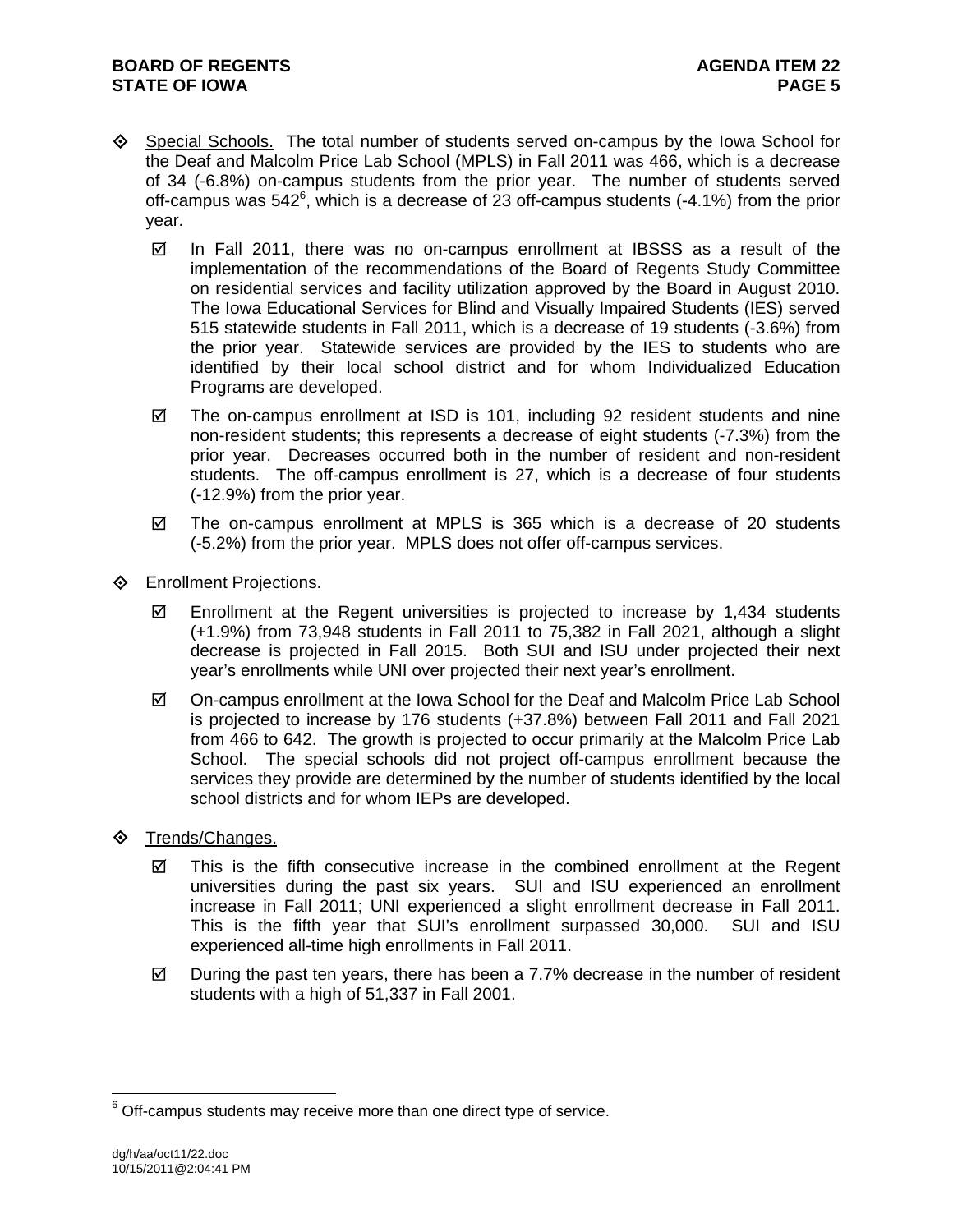- Special Schools. The total number of students served on-campus by the Iowa School for the Deaf and Malcolm Price Lab School (MPLS) in Fall 2011 was 466, which is a decrease of 34 (-6.8%) on-campus students from the prior year. The number of students served off-campus was 542[6], which is a decrease of 23 off-campus students (-4.1%) from the prior year.

  - ☑ In Fall 2011, there was no on-campus enrollment at IBSSS as a result of the implementation of the recommendations of the Board of Regents Study Committee on residential services and facility utilization approved by the Board in August 2010. The Iowa Educational Services for Blind and Visually Impaired Students (IES) served 515 statewide students in Fall 2011, which is a decrease of 19 students (-3.6%) from the prior year. Statewide services are provided by the IES to students who are identified by their local school district and for whom Individualized Education Programs are developed.

  - ☑ The on-campus enrollment at ISD is 101, including 92 resident students and nine non-resident students; this represents a decrease of eight students (-7.3%) from the prior year. Decreases occurred both in the number of resident and non-resident students. The off-campus enrollment is 27, which is a decrease of four students (-12.9%) from the prior year.

  - ☑ The on-campus enrollment at MPLS is 365 which is a decrease of 20 students (-5.2%) from the prior year. MPLS does not offer off-campus services.

- Enrollment Projections.

  - ☑ Enrollment at the Regent universities is projected to increase by 1,434 students (+1.9%) from 73,948 students in Fall 2011 to 75,382 in Fall 2021, although a slight decrease is projected in Fall 2015. Both SUI and ISU under projected their next year's enrollments while UNI over projected their next year's enrollment.

  - ☑ On-campus enrollment at the Iowa School for the Deaf and Malcolm Price Lab School is projected to increase by 176 students (+37.8%) between Fall 2011 and Fall 2021 from 466 to 642. The growth is projected to occur primarily at the Malcolm Price Lab School. The special schools did not project off-campus enrollment because the services they provide are determined by the number of students identified by the local school districts and for whom IEPs are developed.

- Trends/Changes.

  - ☑ This is the fifth consecutive increase in the combined enrollment at the Regent universities during the past six years. SUI and ISU experienced an enrollment increase in Fall 2011; UNI experienced a slight enrollment decrease in Fall 2011. This is the fifth year that SUI's enrollment surpassed 30,000. SUI and ISU experienced all-time high enrollments in Fall 2011.

  - ☑ During the past ten years, there has been a 7.7% decrease in the number of resident students with a high of 51,337 in Fall 2001.

---

[6] Off-campus students may receive more than one direct type of service.

dg/h/aa/oct11/22.doc
10/15/2011@2:04:41 PM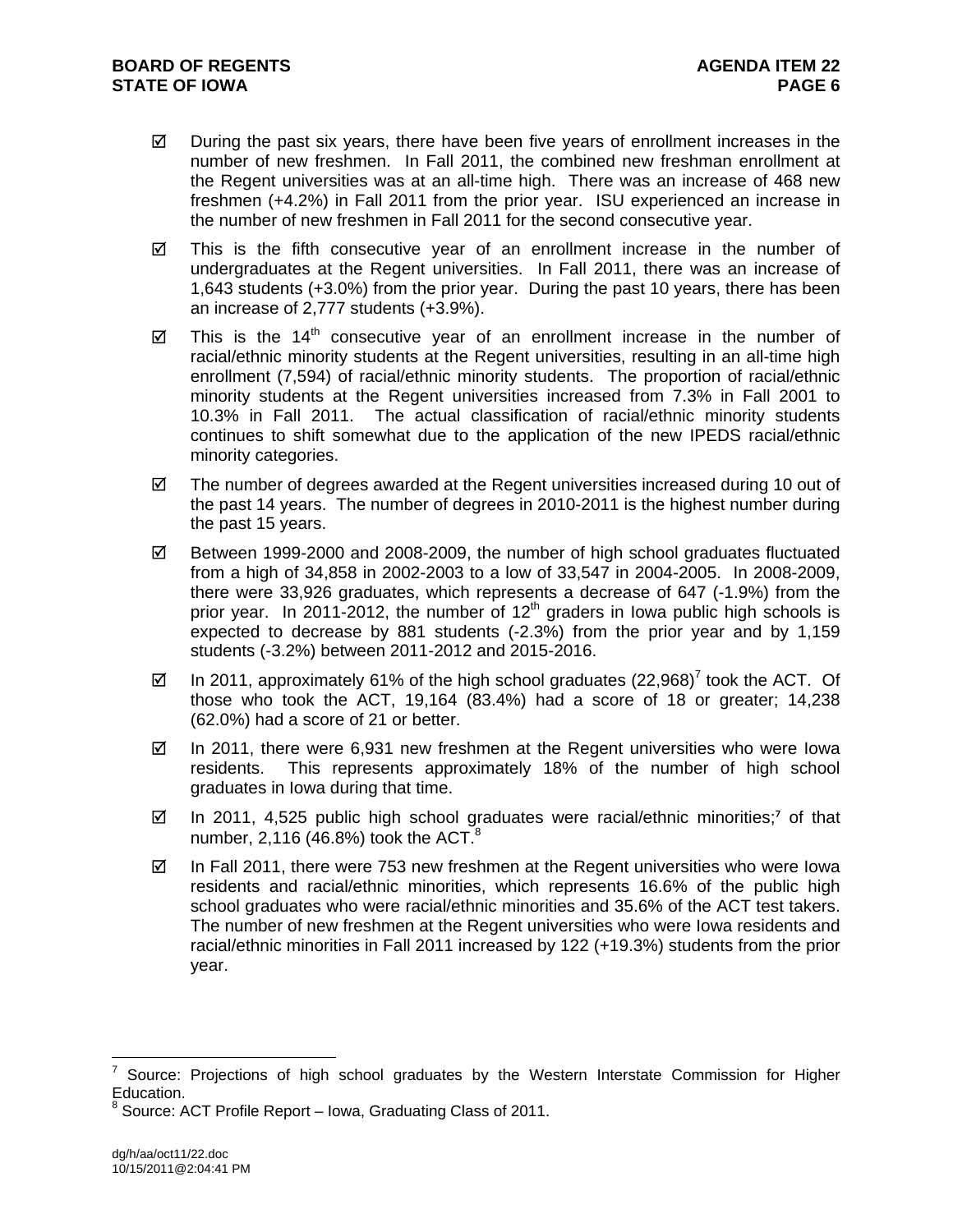- ☑ During the past six years, there have been five years of enrollment increases in the number of new freshmen. In Fall 2011, the combined new freshman enrollment at the Regent universities was at an all-time high. There was an increase of 468 new freshmen (+4.2%) in Fall 2011 from the prior year. ISU experienced an increase in the number of new freshmen in Fall 2011 for the second consecutive year.

- ☑ This is the fifth consecutive year of an enrollment increase in the number of undergraduates at the Regent universities. In Fall 2011, there was an increase of 1,643 students (+3.0%) from the prior year. During the past 10 years, there has been an increase of 2,777 students (+3.9%).

- ☑ This is the 14th consecutive year of an enrollment increase in the number of racial/ethnic minority students at the Regent universities, resulting in an all-time high enrollment (7,594) of racial/ethnic minority students. The proportion of racial/ethnic minority students at the Regent universities increased from 7.3% in Fall 2001 to 10.3% in Fall 2011. The actual classification of racial/ethnic minority students continues to shift somewhat due to the application of the new IPEDS racial/ethnic minority categories.

- ☑ The number of degrees awarded at the Regent universities increased during 10 out of the past 14 years. The number of degrees in 2010-2011 is the highest number during the past 15 years.

- ☑ Between 1999-2000 and 2008-2009, the number of high school graduates fluctuated from a high of 34,858 in 2002-2003 to a low of 33,547 in 2004-2005. In 2008-2009, there were 33,926 graduates, which represents a decrease of 647 (-1.9%) from the prior year. In 2011-2012, the number of 12th graders in Iowa public high schools is expected to decrease by 881 students (-2.3%) from the prior year and by 1,159 students (-3.2%) between 2011-2012 and 2015-2016.

- ☑ In 2011, approximately 61% of the high school graduates (22,968)[7] took the ACT. Of those who took the ACT, 19,164 (83.4%) had a score of 18 or greater; 14,238 (62.0%) had a score of 21 or better.

- ☑ In 2011, there were 6,931 new freshmen at the Regent universities who were Iowa residents. This represents approximately 18% of the number of high school graduates in Iowa during that time.

- ☑ In 2011, 4,525 public high school graduates were racial/ethnic minorities;[7] of that number, 2,116 (46.8%) took the ACT.[8]

- ☑ In Fall 2011, there were 753 new freshmen at the Regent universities who were Iowa residents and racial/ethnic minorities, which represents 16.6% of the public high school graduates who were racial/ethnic minorities and 35.6% of the ACT test takers. The number of new freshmen at the Regent universities who were Iowa residents and racial/ethnic minorities in Fall 2011 increased by 122 (+19.3%) students from the prior year.

---

[7] Source: Projections of high school graduates by the Western Interstate Commission for Higher Education.

[8] Source: ACT Profile Report – Iowa, Graduating Class of 2011.

dg/h/aa/oct11/22.doc
10/15/2011@2:04:41 PM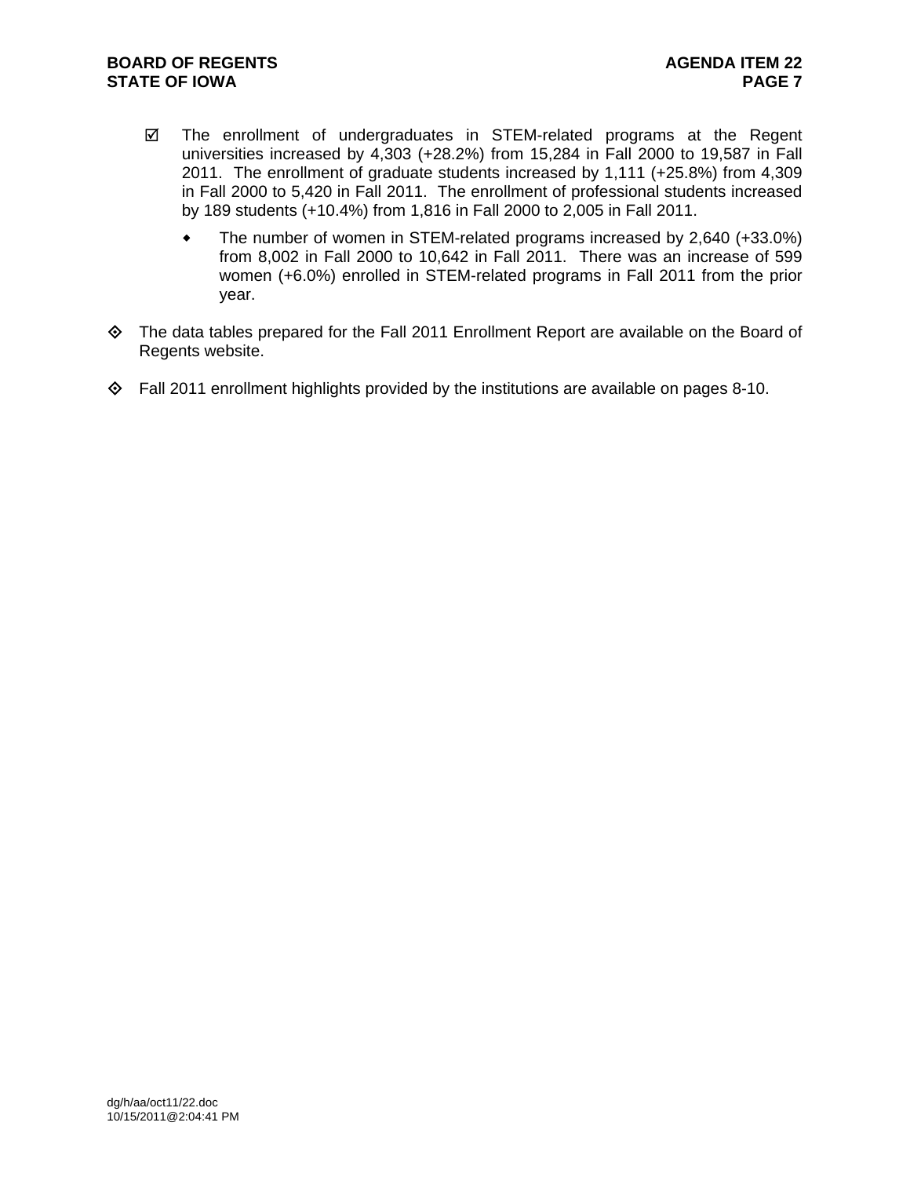- ☑ The enrollment of undergraduates in STEM-related programs at the Regent universities increased by 4,303 (+28.2%) from 15,284 in Fall 2000 to 19,587 in Fall 2011. The enrollment of graduate students increased by 1,111 (+25.8%) from 4,309 in Fall 2000 to 5,420 in Fall 2011. The enrollment of professional students increased by 189 students (+10.4%) from 1,816 in Fall 2000 to 2,005 in Fall 2011.
    - The number of women in STEM-related programs increased by 2,640 (+33.0%) from 8,002 in Fall 2000 to 10,642 in Fall 2011. There was an increase of 599 women (+6.0%) enrolled in STEM-related programs in Fall 2011 from the prior year.

- ◈ The data tables prepared for the Fall 2011 Enrollment Report are available on the Board of Regents website.

- ◈ Fall 2011 enrollment highlights provided by the institutions are available on pages 8-10.

dg/h/aa/oct11/22.doc
10/15/2011@2:04:41 PM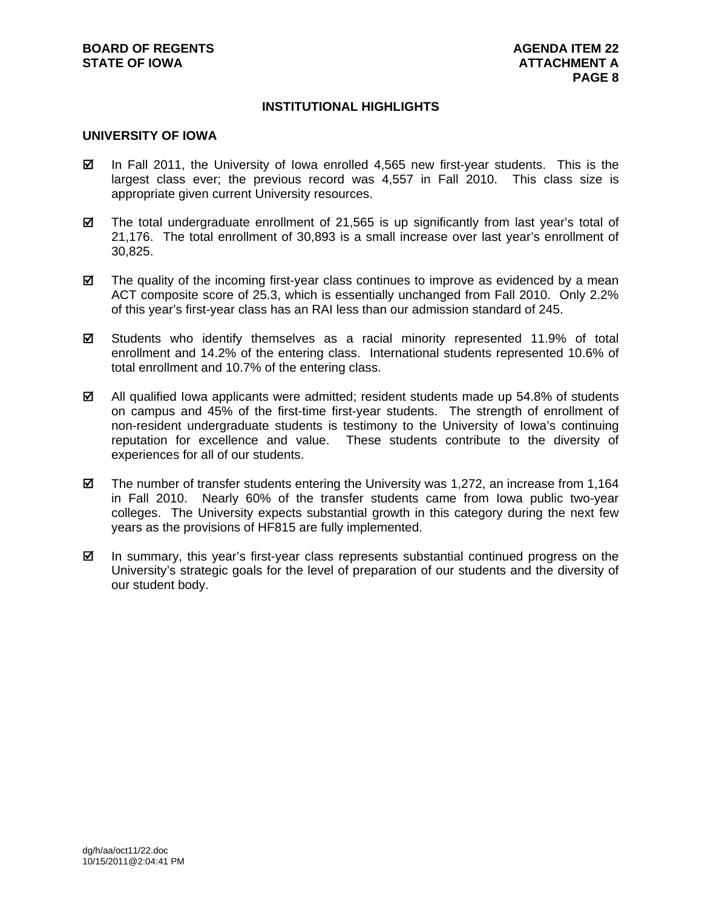# INSTITUTIONAL HIGHLIGHTS

## UNIVERSITY OF IOWA

- ☑ In Fall 2011, the University of Iowa enrolled 4,565 new first-year students. This is the largest class ever; the previous record was 4,557 in Fall 2010. This class size is appropriate given current University resources.

- ☑ The total undergraduate enrollment of 21,565 is up significantly from last year's total of 21,176. The total enrollment of 30,893 is a small increase over last year's enrollment of 30,825.

- ☑ The quality of the incoming first-year class continues to improve as evidenced by a mean ACT composite score of 25.3, which is essentially unchanged from Fall 2010. Only 2.2% of this year's first-year class has an RAI less than our admission standard of 245.

- ☑ Students who identify themselves as a racial minority represented 11.9% of total enrollment and 14.2% of the entering class. International students represented 10.6% of total enrollment and 10.7% of the entering class.

- ☑ All qualified Iowa applicants were admitted; resident students made up 54.8% of students on campus and 45% of the first-time first-year students. The strength of enrollment of non-resident undergraduate students is testimony to the University of Iowa's continuing reputation for excellence and value. These students contribute to the diversity of experiences for all of our students.

- ☑ The number of transfer students entering the University was 1,272, an increase from 1,164 in Fall 2010. Nearly 60% of the transfer students came from Iowa public two-year colleges. The University expects substantial growth in this category during the next few years as the provisions of HF815 are fully implemented.

- ☑ In summary, this year's first-year class represents substantial continued progress on the University's strategic goals for the level of preparation of our students and the diversity of our student body.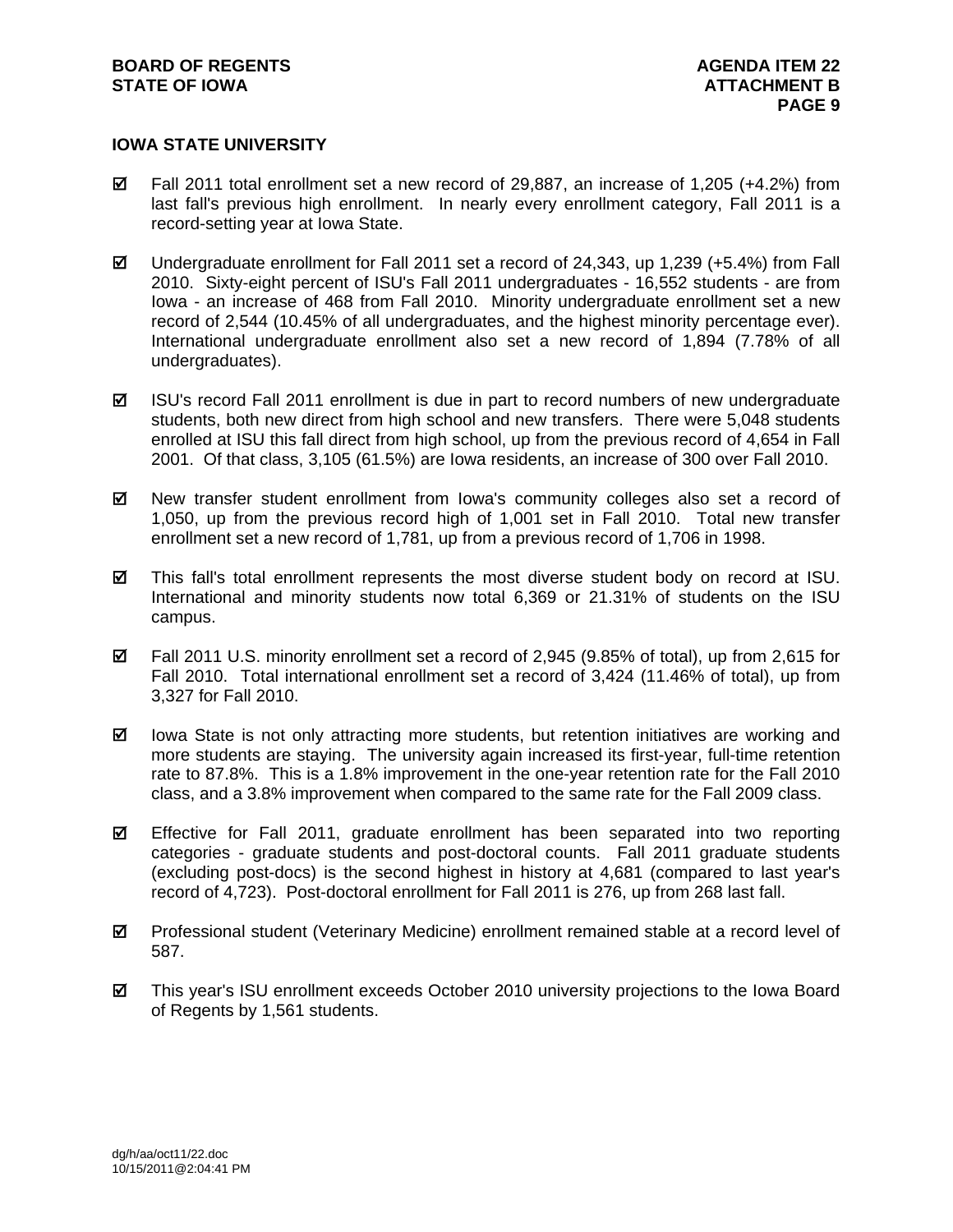## IOWA STATE UNIVERSITY

- ☑ Fall 2011 total enrollment set a new record of 29,887, an increase of 1,205 (+4.2%) from last fall's previous high enrollment. In nearly every enrollment category, Fall 2011 is a record-setting year at Iowa State.

- ☑ Undergraduate enrollment for Fall 2011 set a record of 24,343, up 1,239 (+5.4%) from Fall 2010. Sixty-eight percent of ISU's Fall 2011 undergraduates - 16,552 students - are from Iowa - an increase of 468 from Fall 2010. Minority undergraduate enrollment set a new record of 2,544 (10.45% of all undergraduates, and the highest minority percentage ever). International undergraduate enrollment also set a new record of 1,894 (7.78% of all undergraduates).

- ☑ ISU's record Fall 2011 enrollment is due in part to record numbers of new undergraduate students, both new direct from high school and new transfers. There were 5,048 students enrolled at ISU this fall direct from high school, up from the previous record of 4,654 in Fall 2001. Of that class, 3,105 (61.5%) are Iowa residents, an increase of 300 over Fall 2010.

- ☑ New transfer student enrollment from Iowa's community colleges also set a record of 1,050, up from the previous record high of 1,001 set in Fall 2010. Total new transfer enrollment set a new record of 1,781, up from a previous record of 1,706 in 1998.

- ☑ This fall's total enrollment represents the most diverse student body on record at ISU. International and minority students now total 6,369 or 21.31% of students on the ISU campus.

- ☑ Fall 2011 U.S. minority enrollment set a record of 2,945 (9.85% of total), up from 2,615 for Fall 2010. Total international enrollment set a record of 3,424 (11.46% of total), up from 3,327 for Fall 2010.

- ☑ Iowa State is not only attracting more students, but retention initiatives are working and more students are staying. The university again increased its first-year, full-time retention rate to 87.8%. This is a 1.8% improvement in the one-year retention rate for the Fall 2010 class, and a 3.8% improvement when compared to the same rate for the Fall 2009 class.

- ☑ Effective for Fall 2011, graduate enrollment has been separated into two reporting categories - graduate students and post-doctoral counts. Fall 2011 graduate students (excluding post-docs) is the second highest in history at 4,681 (compared to last year's record of 4,723). Post-doctoral enrollment for Fall 2011 is 276, up from 268 last fall.

- ☑ Professional student (Veterinary Medicine) enrollment remained stable at a record level of 587.

- ☑ This year's ISU enrollment exceeds October 2010 university projections to the Iowa Board of Regents by 1,561 students.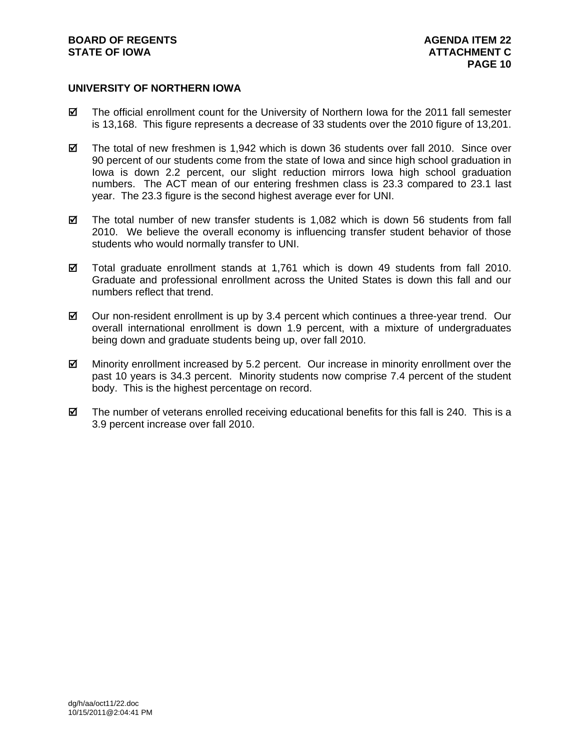**UNIVERSITY OF NORTHERN IOWA**

- ☑ The official enrollment count for the University of Northern Iowa for the 2011 fall semester is 13,168. This figure represents a decrease of 33 students over the 2010 figure of 13,201.

- ☑ The total of new freshmen is 1,942 which is down 36 students over fall 2010. Since over 90 percent of our students come from the state of Iowa and since high school graduation in Iowa is down 2.2 percent, our slight reduction mirrors Iowa high school graduation numbers. The ACT mean of our entering freshmen class is 23.3 compared to 23.1 last year. The 23.3 figure is the second highest average ever for UNI.

- ☑ The total number of new transfer students is 1,082 which is down 56 students from fall 2010. We believe the overall economy is influencing transfer student behavior of those students who would normally transfer to UNI.

- ☑ Total graduate enrollment stands at 1,761 which is down 49 students from fall 2010. Graduate and professional enrollment across the United States is down this fall and our numbers reflect that trend.

- ☑ Our non-resident enrollment is up by 3.4 percent which continues a three-year trend. Our overall international enrollment is down 1.9 percent, with a mixture of undergraduates being down and graduate students being up, over fall 2010.

- ☑ Minority enrollment increased by 5.2 percent. Our increase in minority enrollment over the past 10 years is 34.3 percent. Minority students now comprise 7.4 percent of the student body. This is the highest percentage on record.

- ☑ The number of veterans enrolled receiving educational benefits for this fall is 240. This is a 3.9 percent increase over fall 2010.